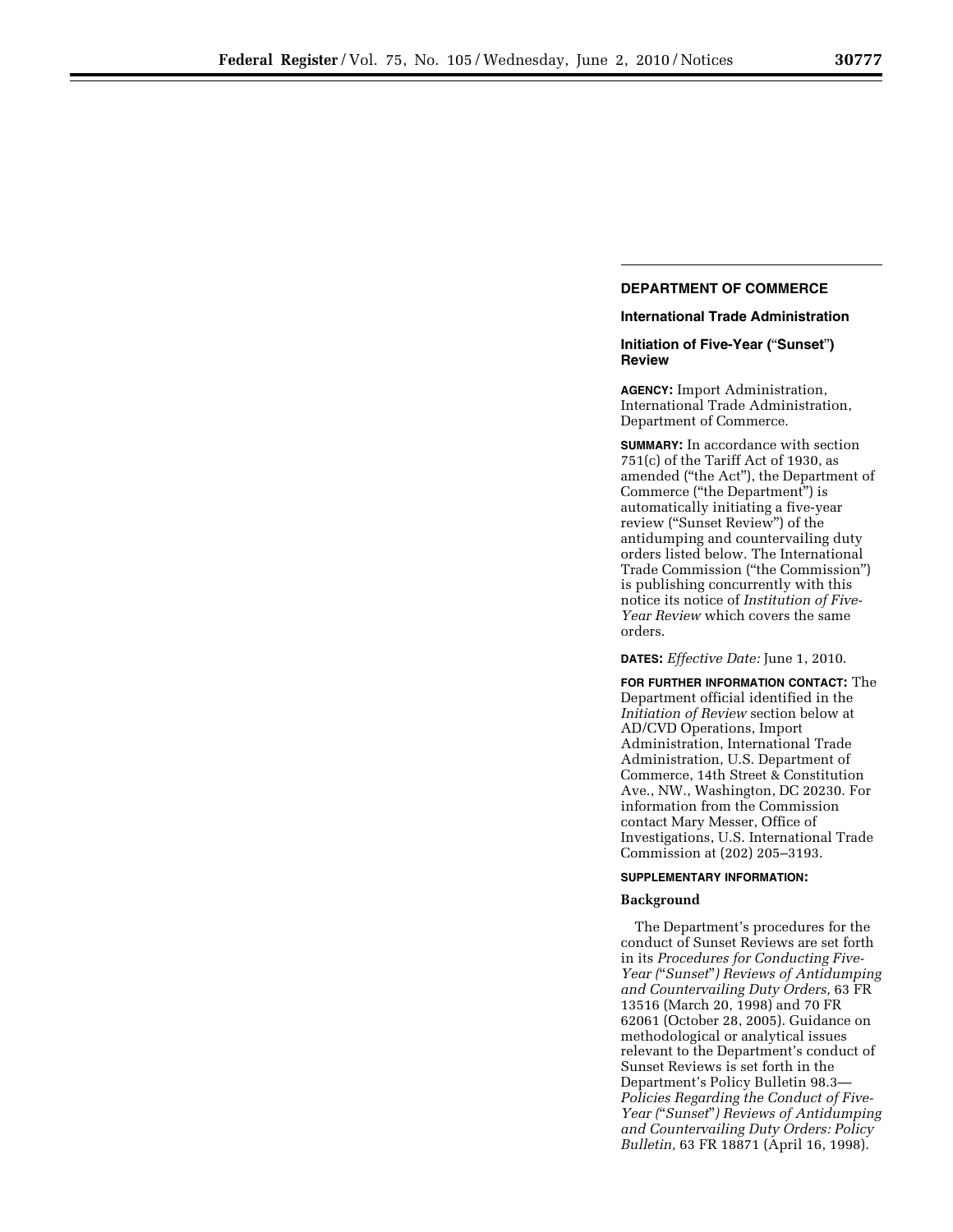## DEPARTMENT OF COMMERCE

### International Trade Administration

### Initiation of Five-Year ("Sunset") Review

**AGENCY:** Import Administration, International Trade Administration, Department of Commerce.

**SUMMARY:** In accordance with section 751(c) of the Tariff Act of 1930, as amended ("the Act"), the Department of Commerce ("the Department") is automatically initiating a five-year review ("Sunset Review") of the antidumping and countervailing duty orders listed below. The International Trade Commission ("the Commission") is publishing concurrently with this notice its notice of *Institution of Five-Year Review* which covers the same orders.

**DATES:** *Effective Date:* June 1, 2010.

**FOR FURTHER INFORMATION CONTACT:** The Department official identified in the *Initiation of Review* section below at AD/CVD Operations, Import Administration, International Trade Administration, U.S. Department of Commerce, 14th Street & Constitution Ave., NW., Washington, DC 20230. For information from the Commission contact Mary Messer, Office of Investigations, U.S. International Trade Commission at (202) 205–3193.

**SUPPLEMENTARY INFORMATION:**

#### Background

The Department's procedures for the conduct of Sunset Reviews are set forth in its *Procedures for Conducting Five-Year ("Sunset") Reviews of Antidumping and Countervailing Duty Orders,* 63 FR 13516 (March 20, 1998) and 70 FR 62061 (October 28, 2005). Guidance on methodological or analytical issues relevant to the Department's conduct of Sunset Reviews is set forth in the Department's Policy Bulletin 98.3—*Policies Regarding the Conduct of Five-Year ("Sunset") Reviews of Antidumping and Countervailing Duty Orders: Policy Bulletin,* 63 FR 18871 (April 16, 1998).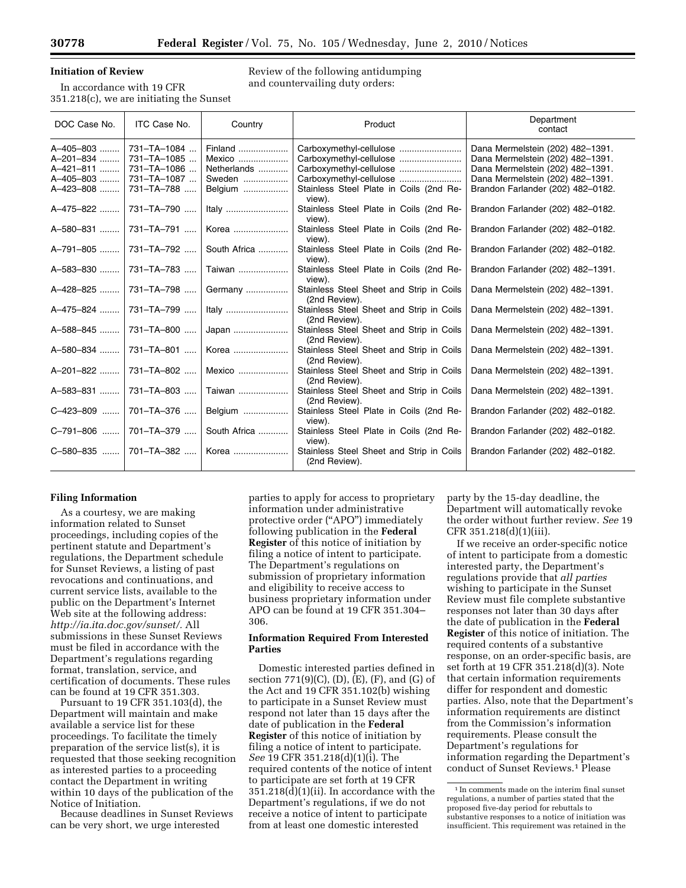## Initiation of Review

In accordance with 19 CFR 351.218(c), we are initiating the Sunset Review of the following antidumping and countervailing duty orders:

| DOC Case No. | ITC Case No. | Country | Product | Department contact |
|---|---|---|---|---|
| A–405–803 | 731–TA–1084 | Finland | Carboxymethyl-cellulose | Dana Mermelstein (202) 482–1391. |
| A–201–834 | 731–TA–1085 | Mexico | Carboxymethyl-cellulose | Dana Mermelstein (202) 482–1391. |
| A–421–811 | 731–TA–1086 | Netherlands | Carboxymethyl-cellulose | Dana Mermelstein (202) 482–1391. |
| A–405–803 | 731–TA–1087 | Sweden | Carboxymethyl-cellulose | Dana Mermelstein (202) 482–1391. |
| A–423–808 | 731–TA–788 | Belgium | Stainless Steel Plate in Coils (2nd Review). | Brandon Farlander (202) 482–0182. |
| A–475–822 | 731–TA–790 | Italy | Stainless Steel Plate in Coils (2nd Review). | Brandon Farlander (202) 482–0182. |
| A–580–831 | 731–TA–791 | Korea | Stainless Steel Plate in Coils (2nd Review). | Brandon Farlander (202) 482–0182. |
| A–791–805 | 731–TA–792 | South Africa | Stainless Steel Plate in Coils (2nd Review). | Brandon Farlander (202) 482–0182. |
| A–583–830 | 731–TA–783 | Taiwan | Stainless Steel Plate in Coils (2nd Review). | Brandon Farlander (202) 482–1391. |
| A–428–825 | 731–TA–798 | Germany | Stainless Steel Sheet and Strip in Coils (2nd Review). | Dana Mermelstein (202) 482–1391. |
| A–475–824 | 731–TA–799 | Italy | Stainless Steel Sheet and Strip in Coils (2nd Review). | Dana Mermelstein (202) 482–1391. |
| A–588–845 | 731–TA–800 | Japan | Stainless Steel Sheet and Strip in Coils (2nd Review). | Dana Mermelstein (202) 482–1391. |
| A–580–834 | 731–TA–801 | Korea | Stainless Steel Sheet and Strip in Coils (2nd Review). | Dana Mermelstein (202) 482–1391. |
| A–201–822 | 731–TA–802 | Mexico | Stainless Steel Sheet and Strip in Coils (2nd Review). | Dana Mermelstein (202) 482–1391. |
| A–583–831 | 731–TA–803 | Taiwan | Stainless Steel Sheet and Strip in Coils (2nd Review). | Dana Mermelstein (202) 482–1391. |
| C–423–809 | 701–TA–376 | Belgium | Stainless Steel Plate in Coils (2nd Review). | Brandon Farlander (202) 482–0182. |
| C–791–806 | 701–TA–379 | South Africa | Stainless Steel Plate in Coils (2nd Review). | Brandon Farlander (202) 482–0182. |
| C–580–835 | 701–TA–382 | Korea | Stainless Steel Sheet and Strip in Coils (2nd Review). | Brandon Farlander (202) 482–0182. |

## Filing Information

As a courtesy, we are making information related to Sunset proceedings, including copies of the pertinent statute and Department's regulations, the Department schedule for Sunset Reviews, a listing of past revocations and continuations, and current service lists, available to the public on the Department's Internet Web site at the following address: *http://ia.ita.doc.gov/sunset/*. All submissions in these Sunset Reviews must be filed in accordance with the Department's regulations regarding format, translation, service, and certification of documents. These rules can be found at 19 CFR 351.303.

Pursuant to 19 CFR 351.103(d), the Department will maintain and make available a service list for these proceedings. To facilitate the timely preparation of the service list(s), it is requested that those seeking recognition as interested parties to a proceeding contact the Department in writing within 10 days of the publication of the Notice of Initiation.

Because deadlines in Sunset Reviews can be very short, we urge interested parties to apply for access to proprietary information under administrative protective order ("APO") immediately following publication in the **Federal Register** of this notice of initiation by filing a notice of intent to participate. The Department's regulations on submission of proprietary information and eligibility to receive access to business proprietary information under APO can be found at 19 CFR 351.304–306.

## Information Required From Interested Parties

Domestic interested parties defined in section 771(9)(C), (D), (E), (F), and (G) of the Act and 19 CFR 351.102(b) wishing to participate in a Sunset Review must respond not later than 15 days after the date of publication in the **Federal Register** of this notice of initiation by filing a notice of intent to participate. *See* 19 CFR 351.218(d)(1)(i). The required contents of the notice of intent to participate are set forth at 19 CFR 351.218(d)(1)(ii). In accordance with the Department's regulations, if we do not receive a notice of intent to participate from at least one domestic interested party by the 15-day deadline, the Department will automatically revoke the order without further review. *See* 19 CFR 351.218(d)(1)(iii).

If we receive an order-specific notice of intent to participate from a domestic interested party, the Department's regulations provide that *all parties* wishing to participate in the Sunset Review must file complete substantive responses not later than 30 days after the date of publication in the **Federal Register** of this notice of initiation. The required contents of a substantive response, on an order-specific basis, are set forth at 19 CFR 351.218(d)(3). Note that certain information requirements differ for respondent and domestic parties. Also, note that the Department's information requirements are distinct from the Commission's information requirements. Please consult the Department's regulations for information regarding the Department's conduct of Sunset Reviews.[1] Please

[1] In comments made on the interim final sunset regulations, a number of parties stated that the proposed five-day period for rebuttals to substantive responses to a notice of initiation was insufficient. This requirement was retained in the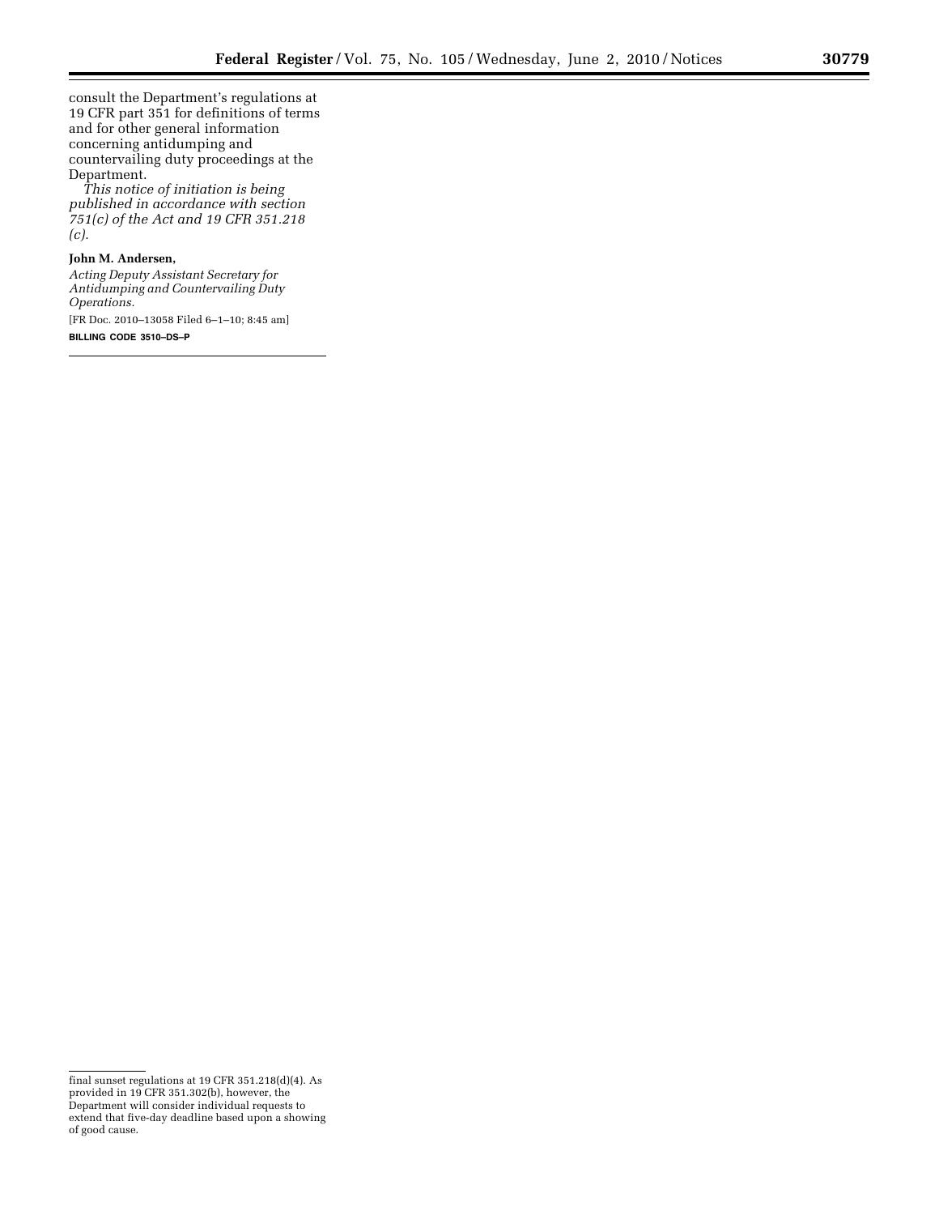consult the Department's regulations at 19 CFR part 351 for definitions of terms and for other general information concerning antidumping and countervailing duty proceedings at the Department.

*This notice of initiation is being published in accordance with section 751(c) of the Act and 19 CFR 351.218 (c).*

**John M. Andersen,**

*Acting Deputy Assistant Secretary for Antidumping and Countervailing Duty Operations.*

[FR Doc. 2010–13058 Filed 6–1–10; 8:45 am]

**BILLING CODE 3510–DS–P**

---

final sunset regulations at 19 CFR 351.218(d)(4). As provided in 19 CFR 351.302(b), however, the Department will consider individual requests to extend that five-day deadline based upon a showing of good cause.